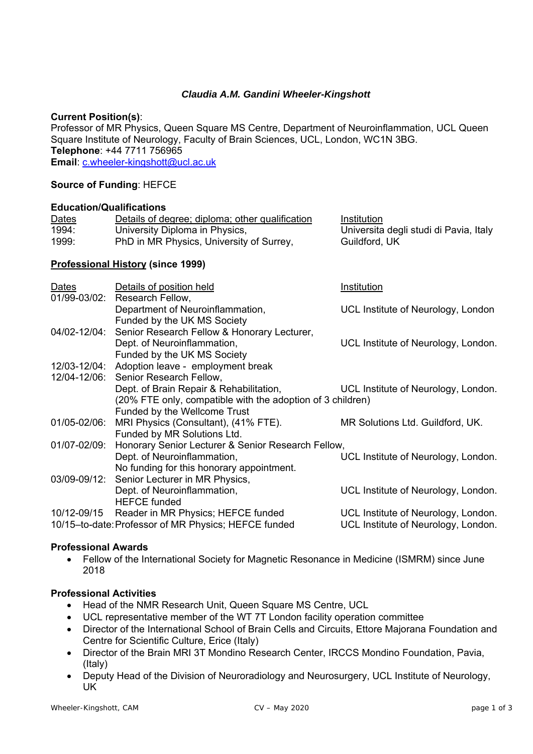***Claudia A.M. Gandini Wheeler-Kingshott***

**Current Position(s)**:
Professor of MR Physics, Queen Square MS Centre, Department of Neuroinflammation, UCL Queen Square Institute of Neurology, Faculty of Brain Sciences, UCL, London, WC1N 3BG.
**Telephone**: +44 7711 756965
**Email**: c.wheeler-kingshott@ucl.ac.uk

**Source of Funding**: HEFCE

**Education/Qualifications**

| Dates | Details of degree; diploma; other qualification | Institution |
|---|---|---|
| 1994: | University Diploma in Physics, | Universita degli studi di Pavia, Italy |
| 1999: | PhD in MR Physics, University of Surrey, | Guildford, UK |

**Professional History (since 1999)**

| Dates | Details of position held | Institution |
|---|---|---|
| 01/99-03/02: | Research Fellow, Department of Neuroinflammation, Funded by the UK MS Society | UCL Institute of Neurology, London |
| 04/02-12/04: | Senior Research Fellow & Honorary Lecturer, Dept. of Neuroinflammation, Funded by the UK MS Society | UCL Institute of Neurology, London. |
| 12/03-12/04: | Adoption leave - employment break | |
| 12/04-12/06: | Senior Research Fellow, Dept. of Brain Repair & Rehabilitation, (20% FTE only, compatible with the adoption of 3 children) Funded by the Wellcome Trust | UCL Institute of Neurology, London. |
| 01/05-02/06: | MRI Physics (Consultant), (41% FTE). Funded by MR Solutions Ltd. | MR Solutions Ltd. Guildford, UK. |
| 01/07-02/09: | Honorary Senior Lecturer & Senior Research Fellow, Dept. of Neuroinflammation, No funding for this honorary appointment. | UCL Institute of Neurology, London. |
| 03/09-09/12: | Senior Lecturer in MR Physics, Dept. of Neuroinflammation, HEFCE funded | UCL Institute of Neurology, London. |
| 10/12-09/15 | Reader in MR Physics; HEFCE funded | UCL Institute of Neurology, London. |
| 10/15–to-date: | Professor of MR Physics; HEFCE funded | UCL Institute of Neurology, London. |

**Professional Awards**

- Fellow of the International Society for Magnetic Resonance in Medicine (ISMRM) since June 2018

**Professional Activities**

- Head of the NMR Research Unit, Queen Square MS Centre, UCL
- UCL representative member of the WT 7T London facility operation committee
- Director of the International School of Brain Cells and Circuits, Ettore Majorana Foundation and Centre for Scientific Culture, Erice (Italy)
- Director of the Brain MRI 3T Mondino Research Center, IRCCS Mondino Foundation, Pavia, (Italy)
- Deputy Head of the Division of Neuroradiology and Neurosurgery, UCL Institute of Neurology, UK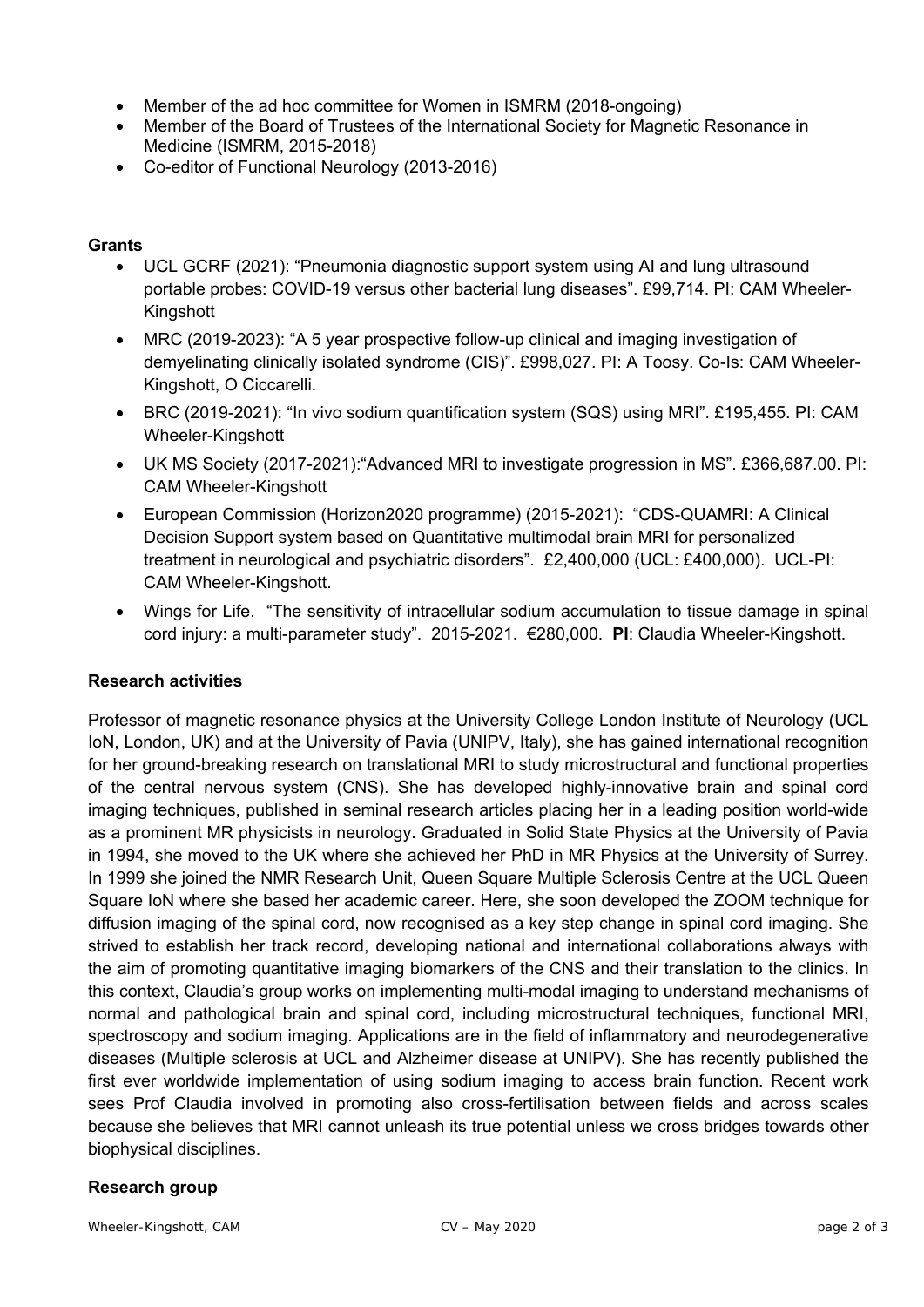- Member of the ad hoc committee for Women in ISMRM (2018-ongoing)
- Member of the Board of Trustees of the International Society for Magnetic Resonance in Medicine (ISMRM, 2015-2018)
- Co-editor of Functional Neurology (2013-2016)

**Grants**

- UCL GCRF (2021): "Pneumonia diagnostic support system using AI and lung ultrasound portable probes: COVID-19 versus other bacterial lung diseases". £99,714. PI: CAM Wheeler-Kingshott
- MRC (2019-2023): "A 5 year prospective follow-up clinical and imaging investigation of demyelinating clinically isolated syndrome (CIS)". £998,027. PI: A Toosy. Co-Is: CAM Wheeler-Kingshott, O Ciccarelli.
- BRC (2019-2021): "In vivo sodium quantification system (SQS) using MRI". £195,455. PI: CAM Wheeler-Kingshott
- UK MS Society (2017-2021):"Advanced MRI to investigate progression in MS". £366,687.00. PI: CAM Wheeler-Kingshott
- European Commission (Horizon2020 programme) (2015-2021): "CDS-QUAMRI: A Clinical Decision Support system based on Quantitative multimodal brain MRI for personalized treatment in neurological and psychiatric disorders". £2,400,000 (UCL: £400,000). UCL-PI: CAM Wheeler-Kingshott.
- Wings for Life. "The sensitivity of intracellular sodium accumulation to tissue damage in spinal cord injury: a multi-parameter study". 2015-2021. €280,000. **PI**: Claudia Wheeler-Kingshott.

**Research activities**

Professor of magnetic resonance physics at the University College London Institute of Neurology (UCL IoN, London, UK) and at the University of Pavia (UNIPV, Italy), she has gained international recognition for her ground-breaking research on translational MRI to study microstructural and functional properties of the central nervous system (CNS). She has developed highly-innovative brain and spinal cord imaging techniques, published in seminal research articles placing her in a leading position world-wide as a prominent MR physicists in neurology. Graduated in Solid State Physics at the University of Pavia in 1994, she moved to the UK where she achieved her PhD in MR Physics at the University of Surrey. In 1999 she joined the NMR Research Unit, Queen Square Multiple Sclerosis Centre at the UCL Queen Square IoN where she based her academic career. Here, she soon developed the ZOOM technique for diffusion imaging of the spinal cord, now recognised as a key step change in spinal cord imaging. She strived to establish her track record, developing national and international collaborations always with the aim of promoting quantitative imaging biomarkers of the CNS and their translation to the clinics. In this context, Claudia's group works on implementing multi-modal imaging to understand mechanisms of normal and pathological brain and spinal cord, including microstructural techniques, functional MRI, spectroscopy and sodium imaging. Applications are in the field of inflammatory and neurodegenerative diseases (Multiple sclerosis at UCL and Alzheimer disease at UNIPV). She has recently published the first ever worldwide implementation of using sodium imaging to access brain function. Recent work sees Prof Claudia involved in promoting also cross-fertilisation between fields and across scales because she believes that MRI cannot unleash its true potential unless we cross bridges towards other biophysical disciplines.

**Research group**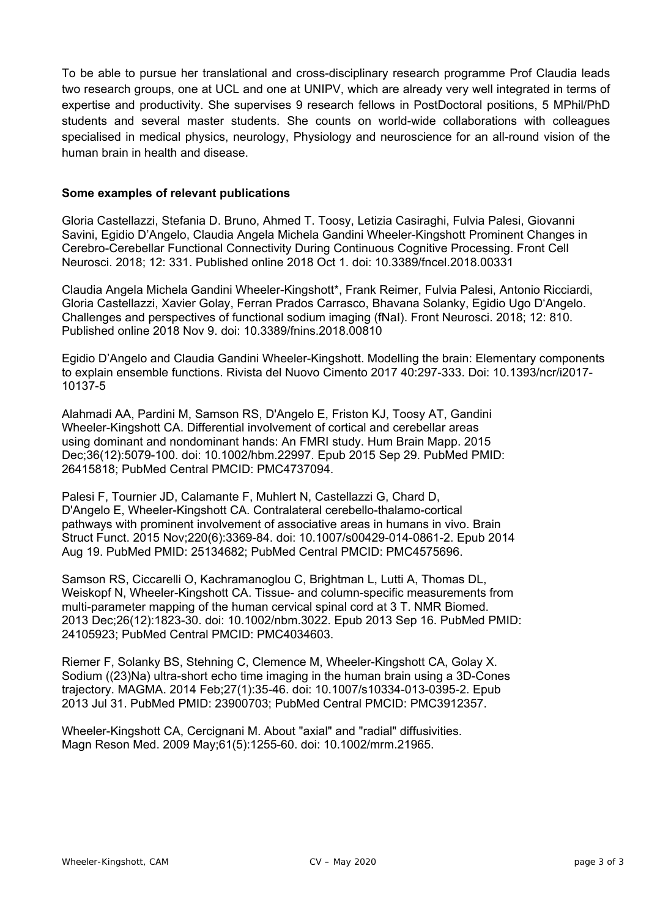To be able to pursue her translational and cross-disciplinary research programme Prof Claudia leads two research groups, one at UCL and one at UNIPV, which are already very well integrated in terms of expertise and productivity. She supervises 9 research fellows in PostDoctoral positions, 5 MPhil/PhD students and several master students. She counts on world-wide collaborations with colleagues specialised in medical physics, neurology, Physiology and neuroscience for an all-round vision of the human brain in health and disease.

**Some examples of relevant publications**

Gloria Castellazzi, Stefania D. Bruno, Ahmed T. Toosy, Letizia Casiraghi, Fulvia Palesi, Giovanni Savini, Egidio D'Angelo, Claudia Angela Michela Gandini Wheeler-Kingshott Prominent Changes in Cerebro-Cerebellar Functional Connectivity During Continuous Cognitive Processing. Front Cell Neurosci. 2018; 12: 331. Published online 2018 Oct 1. doi: 10.3389/fncel.2018.00331

Claudia Angela Michela Gandini Wheeler-Kingshott*, Frank Reimer, Fulvia Palesi, Antonio Ricciardi, Gloria Castellazzi, Xavier Golay, Ferran Prados Carrasco, Bhavana Solanky, Egidio Ugo D'Angelo. Challenges and perspectives of functional sodium imaging (fNaI). Front Neurosci. 2018; 12: 810. Published online 2018 Nov 9. doi: 10.3389/fnins.2018.00810

Egidio D'Angelo and Claudia Gandini Wheeler-Kingshott. Modelling the brain: Elementary components to explain ensemble functions. Rivista del Nuovo Cimento 2017 40:297-333. Doi: 10.1393/ncr/i2017-10137-5

Alahmadi AA, Pardini M, Samson RS, D'Angelo E, Friston KJ, Toosy AT, Gandini Wheeler-Kingshott CA. Differential involvement of cortical and cerebellar areas using dominant and nondominant hands: An FMRI study. Hum Brain Mapp. 2015 Dec;36(12):5079-100. doi: 10.1002/hbm.22997. Epub 2015 Sep 29. PubMed PMID: 26415818; PubMed Central PMCID: PMC4737094.

Palesi F, Tournier JD, Calamante F, Muhlert N, Castellazzi G, Chard D, D'Angelo E, Wheeler-Kingshott CA. Contralateral cerebello-thalamo-cortical pathways with prominent involvement of associative areas in humans in vivo. Brain Struct Funct. 2015 Nov;220(6):3369-84. doi: 10.1007/s00429-014-0861-2. Epub 2014 Aug 19. PubMed PMID: 25134682; PubMed Central PMCID: PMC4575696.

Samson RS, Ciccarelli O, Kachramanoglou C, Brightman L, Lutti A, Thomas DL, Weiskopf N, Wheeler-Kingshott CA. Tissue- and column-specific measurements from multi-parameter mapping of the human cervical spinal cord at 3 T. NMR Biomed. 2013 Dec;26(12):1823-30. doi: 10.1002/nbm.3022. Epub 2013 Sep 16. PubMed PMID: 24105923; PubMed Central PMCID: PMC4034603.

Riemer F, Solanky BS, Stehning C, Clemence M, Wheeler-Kingshott CA, Golay X. Sodium ((23)Na) ultra-short echo time imaging in the human brain using a 3D-Cones trajectory. MAGMA. 2014 Feb;27(1):35-46. doi: 10.1007/s10334-013-0395-2. Epub 2013 Jul 31. PubMed PMID: 23900703; PubMed Central PMCID: PMC3912357.

Wheeler-Kingshott CA, Cercignani M. About "axial" and "radial" diffusivities. Magn Reson Med. 2009 May;61(5):1255-60. doi: 10.1002/mrm.21965.